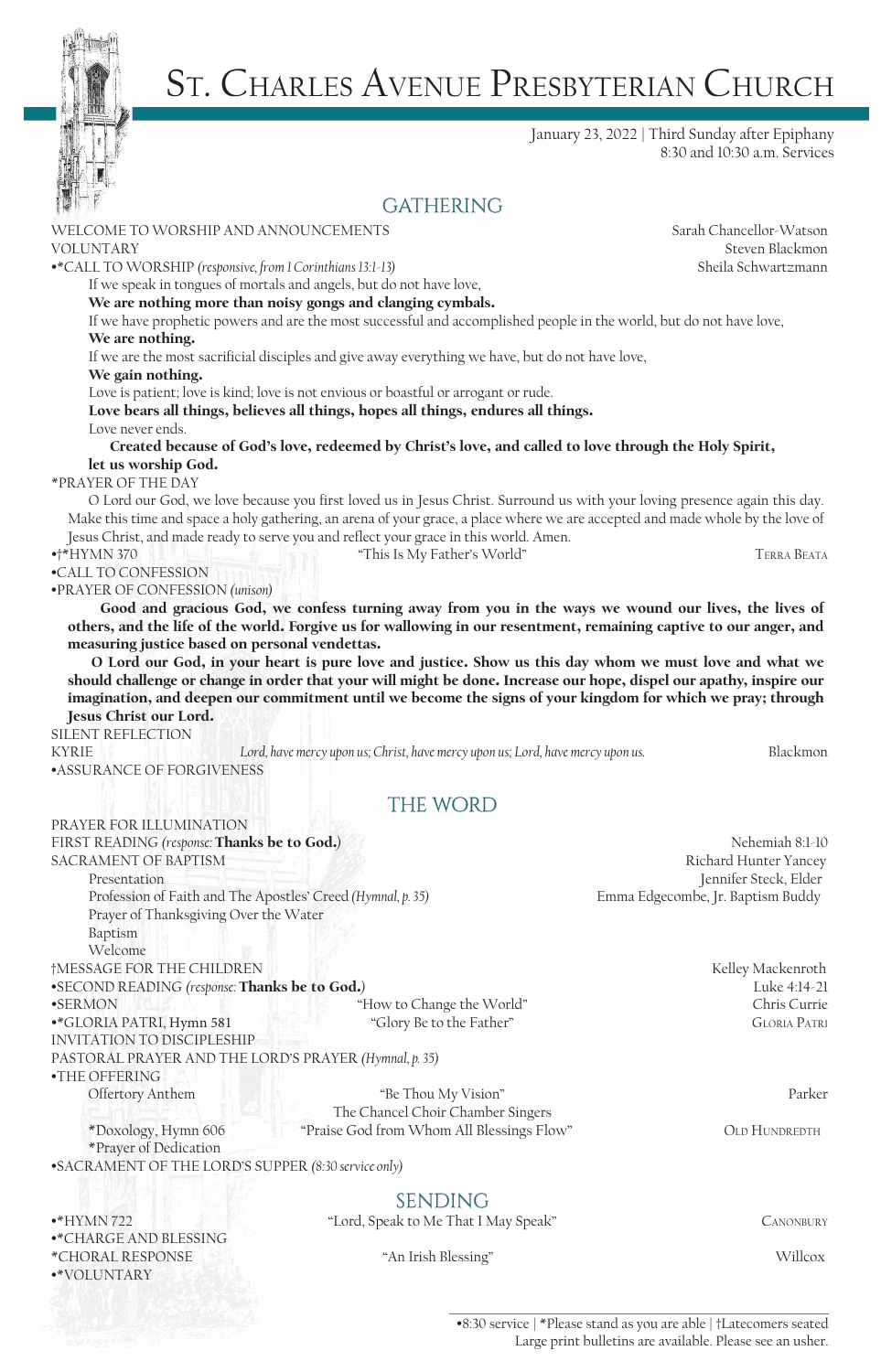# St. Charles Avenue Presbyterian Church

January 23, 2022 | Third Sunday after Epiphany
8:30 and 10:30 a.m. Services

## GATHERING

WELCOME TO WORSHIP AND ANNOUNCEMENTS — Sarah Chancellor-Watson

VOLUNTARY — Steven Blackmon

•*CALL TO WORSHIP *(responsive, from 1 Corinthians 13:1-13)* — Sheila Schwartzmann

If we speak in tongues of mortals and angels, but do not have love,
**We are nothing more than noisy gongs and clanging cymbals.**
If we have prophetic powers and are the most successful and accomplished people in the world, but do not have love,
**We are nothing.**
If we are the most sacrificial disciples and give away everything we have, but do not have love,
**We gain nothing.**
Love is patient; love is kind; love is not envious or boastful or arrogant or rude.
**Love bears all things, believes all things, hopes all things, endures all things.**
Love never ends.
**Created because of God's love, redeemed by Christ's love, and called to love through the Holy Spirit, let us worship God.**

*PRAYER OF THE DAY

O Lord our God, we love because you first loved us in Jesus Christ. Surround us with your loving presence again this day. Make this time and space a holy gathering, an arena of your grace, a place where we are accepted and made whole by the love of Jesus Christ, and made ready to serve you and reflect your grace in this world. Amen.

•†*HYMN 370 — "This Is My Father's World" — Terra Beata

•CALL TO CONFESSION

•PRAYER OF CONFESSION *(unison)*

**Good and gracious God, we confess turning away from you in the ways we wound our lives, the lives of others, and the life of the world. Forgive us for wallowing in our resentment, remaining captive to our anger, and measuring justice based on personal vendettas.**

**O Lord our God, in your heart is pure love and justice. Show us this day whom we must love and what we should challenge or change in order that your will might be done. Increase our hope, dispel our apathy, inspire our imagination, and deepen our commitment until we become the signs of your kingdom for which we pray; through Jesus Christ our Lord.**

SILENT REFLECTION

KYRIE — *Lord, have mercy upon us; Christ, have mercy upon us; Lord, have mercy upon us.* — Blackmon

•ASSURANCE OF FORGIVENESS

## THE WORD

PRAYER FOR ILLUMINATION

FIRST READING *(response:* **Thanks be to God.***)* — Nehemiah 8:1-10

SACRAMENT OF BAPTISM — Richard Hunter Yancey

- Presentation — Jennifer Steck, Elder
- Profession of Faith and The Apostles' Creed *(Hymnal, p. 35)* — Emma Edgecombe, Jr. Baptism Buddy
- Prayer of Thanksgiving Over the Water
- Baptism
- Welcome

†MESSAGE FOR THE CHILDREN — Kelley Mackenroth

•SECOND READING *(response:* **Thanks be to God.***)* — Luke 4:14-21

•SERMON — "How to Change the World" — Chris Currie

•*GLORIA PATRI, Hymn 581 — "Glory Be to the Father" — Gloria Patri

INVITATION TO DISCIPLESHIP

PASTORAL PRAYER AND THE LORD'S PRAYER *(Hymnal, p. 35)*

•THE OFFERING

- Offertory Anthem — "Be Thou My Vision" — Parker
  The Chancel Choir Chamber Singers
- *Doxology, Hymn 606 — "Praise God from Whom All Blessings Flow" — Old Hundredth
- *Prayer of Dedication

•SACRAMENT OF THE LORD'S SUPPER *(8:30 service only)*

## SENDING

•*HYMN 722 — "Lord, Speak to Me That I May Speak" — Canonbury

•*CHARGE AND BLESSING

*CHORAL RESPONSE — "An Irish Blessing" — Willcox

•*VOLUNTARY

•8:30 service | *Please stand as you are able | †Latecomers seated
Large print bulletins are available. Please see an usher.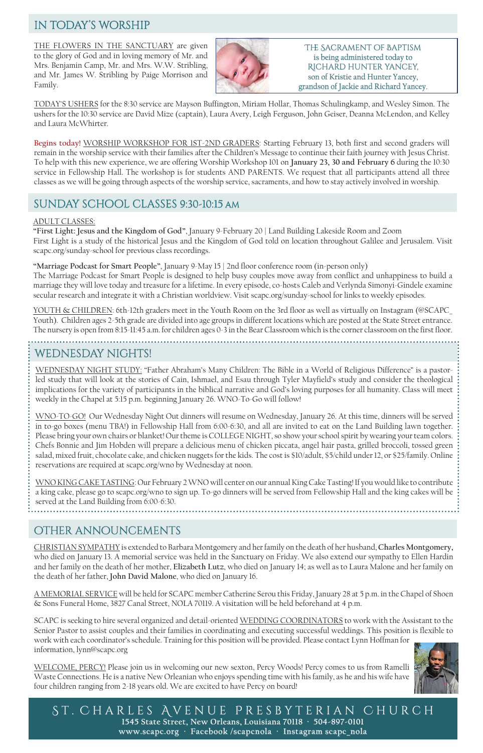## IN TODAY'S WORSHIP

THE FLOWERS IN THE SANCTUARY are given to the glory of God and in loving memory of Mr. and Mrs. Benjamin Camp, Mr. and Mrs. W.W. Stribling, and Mr. James W. Stribling by Paige Morrison and Family.

THE SACRAMENT OF BAPTISM is being administered today to RICHARD HUNTER YANCEY, son of Kristie and Hunter Yancey, grandson of Jackie and Richard Yancey.

TODAY'S USHERS for the 8:30 service are Mayson Buffington, Miriam Hollar, Thomas Schulingkamp, and Wesley Simon. The ushers for the 10:30 service are David Mize (captain), Laura Avery, Leigh Ferguson, John Geiser, Deanna McLendon, and Kelley and Laura McWhirter.

Begins today! WORSHIP WORKSHOP FOR 1ST-2ND GRADERS: Starting February 13, both first and second graders will remain in the worship service with their families after the Children's Message to continue their faith journey with Jesus Christ. To help with this new experience, we are offering Worship Workshop 101 on **January 23, 30 and February 6** during the 10:30 service in Fellowship Hall. The workshop is for students AND PARENTS. We request that all participants attend all three classes as we will be going through aspects of the worship service, sacraments, and how to stay actively involved in worship.

## SUNDAY SCHOOL CLASSES 9:30-10:15 AM

ADULT CLASSES:

**"First Light: Jesus and the Kingdom of God"**, January 9-February 20 | Land Building Lakeside Room and Zoom
First Light is a study of the historical Jesus and the Kingdom of God told on location throughout Galilee and Jerusalem. Visit scapc.org/sunday-school for previous class recordings.

**"Marriage Podcast for Smart People"**, January 9-May 15 | 2nd floor conference room (in-person only)
The Marriage Podcast for Smart People is designed to help busy couples move away from conflict and unhappiness to build a marriage they will love today and treasure for a lifetime. In every episode, co-hosts Caleb and Verlynda Simonyi-Gindele examine secular research and integrate it with a Christian worldview. Visit scapc.org/sunday-school for links to weekly episodes.

YOUTH & CHILDREN: 6th-12th graders meet in the Youth Room on the 3rd floor as well as virtually on Instagram (@SCAPC_Youth). Children ages 2-5th grade are divided into age groups in different locations which are posted at the State Street entrance. The nursery is open from 8:15-11:45 a.m. for children ages 0-3 in the Bear Classroom which is the corner classroom on the first floor.

## WEDNESDAY NIGHTS!

WEDNESDAY NIGHT STUDY: "Father Abraham's Many Children: The Bible in a World of Religious Difference" is a pastor-led study that will look at the stories of Cain, Ishmael, and Esau through Tyler Mayfield's study and consider the theological implications for the variety of participants in the biblical narrative and God's loving purposes for all humanity. Class will meet weekly in the Chapel at 5:15 p.m. beginning January 26. WNO-To-Go will follow!

WNO-TO-GO! Our Wednesday Night Out dinners will resume on Wednesday, January 26. At this time, dinners will be served in to-go boxes (menu TBA!) in Fellowship Hall from 6:00-6:30, and all are invited to eat on the Land Building lawn together. Please bring your own chairs or blanket! Our theme is COLLEGE NIGHT, so show your school spirit by wearing your team colors. Chefs Bonnie and Jim Hobden will prepare a delicious menu of chicken piccata, angel hair pasta, grilled broccoli, tossed green salad, mixed fruit, chocolate cake, and chicken nuggets for the kids. The cost is $10/adult, $5/child under 12, or $25/family. Online reservations are required at scapc.org/wno by Wednesday at noon.

WNO KING CAKE TASTING: Our February 2 WNO will center on our annual King Cake Tasting! If you would like to contribute a king cake, please go to scapc.org/wno to sign up. To-go dinners will be served from Fellowship Hall and the king cakes will be served at the Land Building from 6:00-6:30.

## OTHER ANNOUNCEMENTS

CHRISTIAN SYMPATHY is extended to Barbara Montgomery and her family on the death of her husband, **Charles Montgomery,** who died on January 13. A memorial service was held in the Sanctuary on Friday. We also extend our sympathy to Ellen Hardin and her family on the death of her mother, **Elizabeth Lutz**, who died on January 14; as well as to Laura Malone and her family on the death of her father, **John David Malone**, who died on January 16.

A MEMORIAL SERVICE will be held for SCAPC member Catherine Serou this Friday, January 28 at 5 p.m. in the Chapel of Shoen & Sons Funeral Home, 3827 Canal Street, NOLA 70119. A visitation will be held beforehand at 4 p.m.

SCAPC is seeking to hire several organized and detail-oriented WEDDING COORDINATORS to work with the Assistant to the Senior Pastor to assist couples and their families in coordinating and executing successful weddings. This position is flexible to work with each coordinator's schedule. Training for this position will be provided. Please contact Lynn Hoffman for information, lynn@scapc.org

WELCOME, PERCY! Please join us in welcoming our new sexton, Percy Woods! Percy comes to us from Ramelli Waste Connections. He is a native New Orleanian who enjoys spending time with his family, as he and his wife have four children ranging from 2-18 years old. We are excited to have Percy on board!

ST. CHARLES AVENUE PRESBYTERIAN CHURCH
1545 State Street, New Orleans, Louisiana 70118 · 504-897-0101
www.scapc.org · Facebook /scapcnola · Instagram scapc_nola